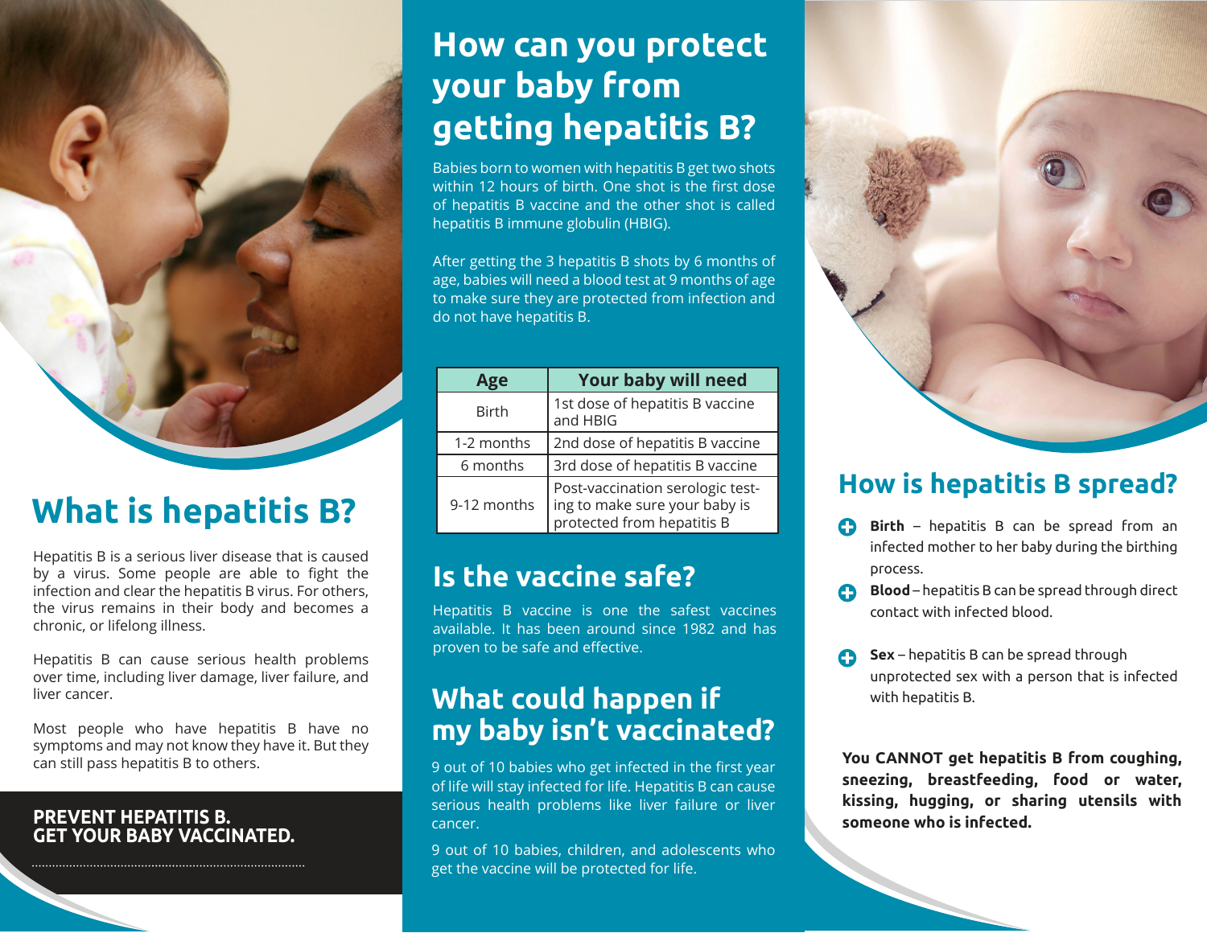## What is hepatitis B?

Hepatitis B is a serious liver disease that is caused by a virus. Some people are able to fight the infection and clear the hepatitis B virus. For others, the virus remains in their body and becomes a chronic, or lifelong illness.

Hepatitis B can cause serious health problems over time, including liver damage, liver failure, and liver cancer.

Most people who have hepatitis B have no symptoms and may not know they have it. But they can still pass hepatitis B to others.

**PREVENT HEPATITIS B.**
**GET YOUR BABY VACCINATED.**

## How can you protect your baby from getting hepatitis B?

Babies born to women with hepatitis B get two shots within 12 hours of birth. One shot is the first dose of hepatitis B vaccine and the other shot is called hepatitis B immune globulin (HBIG).

After getting the 3 hepatitis B shots by 6 months of age, babies will need a blood test at 9 months of age to make sure they are protected from infection and do not have hepatitis B.

| Age | Your baby will need |
|---|---|
| Birth | 1st dose of hepatitis B vaccine and HBIG |
| 1-2 months | 2nd dose of hepatitis B vaccine |
| 6 months | 3rd dose of hepatitis B vaccine |
| 9-12 months | Post-vaccination serologic testing to make sure your baby is protected from hepatitis B |

## Is the vaccine safe?

Hepatitis B vaccine is one the safest vaccines available. It has been around since 1982 and has proven to be safe and effective.

## What could happen if my baby isn't vaccinated?

9 out of 10 babies who get infected in the first year of life will stay infected for life. Hepatitis B can cause serious health problems like liver failure or liver cancer.

9 out of 10 babies, children, and adolescents who get the vaccine will be protected for life.

## How is hepatitis B spread?

- **Birth** – hepatitis B can be spread from an infected mother to her baby during the birthing process.
- **Blood** – hepatitis B can be spread through direct contact with infected blood.
- **Sex** – hepatitis B can be spread through unprotected sex with a person that is infected with hepatitis B.

**You CANNOT get hepatitis B from coughing, sneezing, breastfeeding, food or water, kissing, hugging, or sharing utensils with someone who is infected.**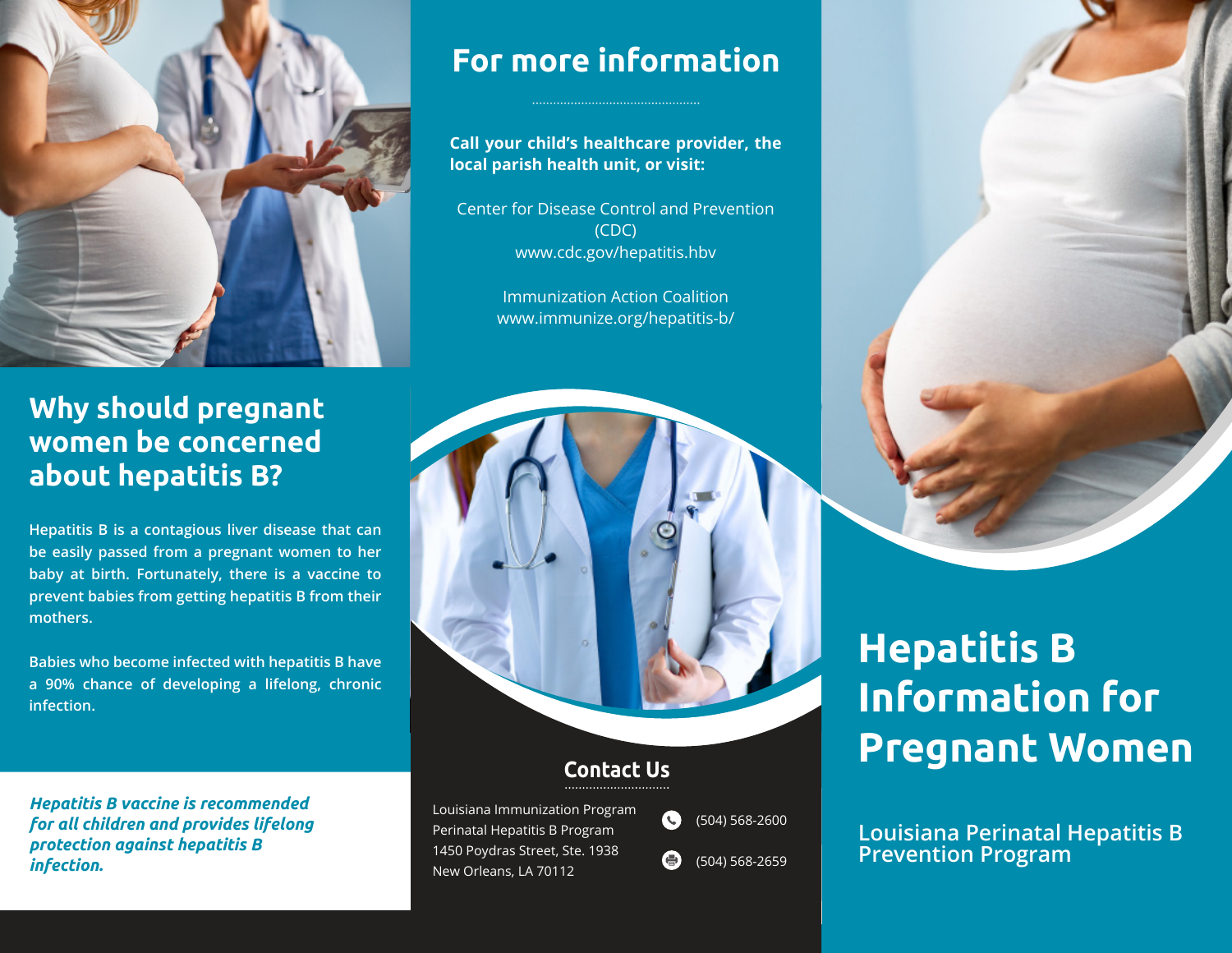## Why should pregnant women be concerned about hepatitis B?

Hepatitis B is a contagious liver disease that can be easily passed from a pregnant women to her baby at birth. Fortunately, there is a vaccine to prevent babies from getting hepatitis B from their mothers.

Babies who become infected with hepatitis B have a 90% chance of developing a lifelong, chronic infection.

***Hepatitis B vaccine is recommended for all children and provides lifelong protection against hepatitis B infection.***

## For more information

**Call your child's healthcare provider, the local parish health unit, or visit:**

Center for Disease Control and Prevention (CDC)
www.cdc.gov/hepatitis.hbv

Immunization Action Coalition
www.immunize.org/hepatitis-b/

## Contact Us

Louisiana Immunization Program
Perinatal Hepatitis B Program
1450 Poydras Street, Ste. 1938
New Orleans, LA 70112

(504) 568-2600

(504) 568-2659

# Hepatitis B Information for Pregnant Women

Louisiana Perinatal Hepatitis B Prevention Program